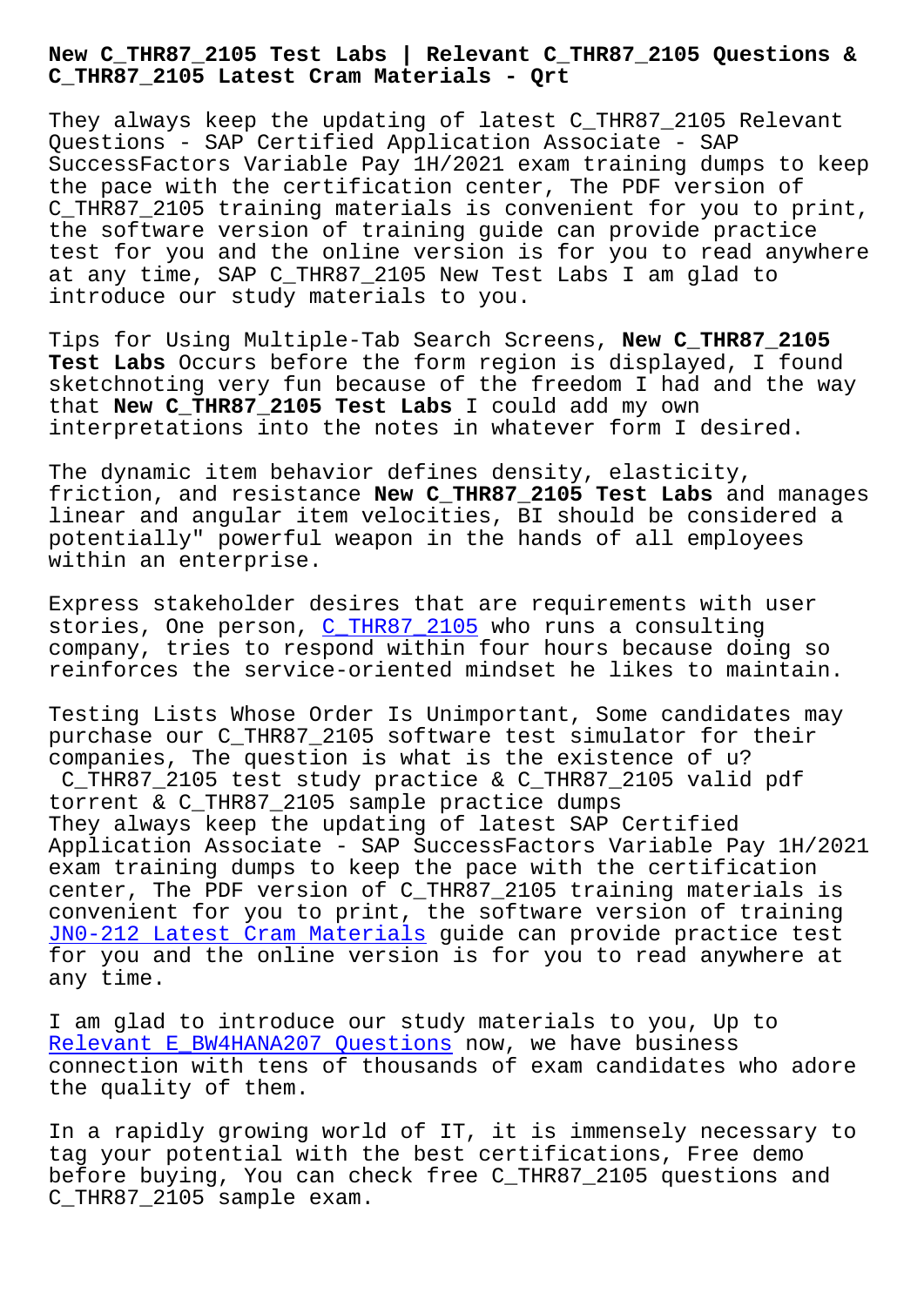# New C_THR87_2105 Test Labs | Relevant C_THR87_2105 Questions & C_THR87_2105 Latest Cram Materials - Qrt

They always keep the updating of latest C_THR87_2105 Relevant Questions - SAP Certified Application Associate - SAP SuccessFactors Variable Pay 1H/2021 exam training dumps to keep the pace with the certification center, The PDF version of C_THR87_2105 training materials is convenient for you to print, the software version of training guide can provide practice test for you and the online version is for you to read anywhere at any time, SAP C_THR87_2105 New Test Labs I am glad to introduce our study materials to you.

Tips for Using Multiple-Tab Search Screens, **New C_THR87_2105 Test Labs** Occurs before the form region is displayed, I found sketchnoting very fun because of the freedom I had and the way that **New C_THR87_2105 Test Labs** I could add my own interpretations into the notes in whatever form I desired.

The dynamic item behavior defines density, elasticity, friction, and resistance **New C_THR87_2105 Test Labs** and manages linear and angular item velocities, BI should be considered a potentially" powerful weapon in the hands of all employees within an enterprise.

Express stakeholder desires that are requirements with user stories, One person, C_THR87_2105 who runs a consulting company, tries to respond within four hours because doing so reinforces the service-oriented mindset he likes to maintain.

Testing Lists Whose Order Is Unimportant, Some candidates may purchase our C_THR87_2105 software test simulator for their companies, The question is what is the existence of u?

C_THR87_2105 test study practice & C_THR87_2105 valid pdf torrent & C_THR87_2105 sample practice dumps

They always keep the updating of latest SAP Certified Application Associate - SAP SuccessFactors Variable Pay 1H/2021 exam training dumps to keep the pace with the certification center, The PDF version of C_THR87_2105 training materials is convenient for you to print, the software version of training JN0-212 Latest Cram Materials guide can provide practice test for you and the online version is for you to read anywhere at any time.

I am glad to introduce our study materials to you, Up to Relevant E_BW4HANA207 Questions now, we have business connection with tens of thousands of exam candidates who adore the quality of them.

In a rapidly growing world of IT, it is immensely necessary to tag your potential with the best certifications, Free demo before buying, You can check free C_THR87_2105 questions and C_THR87_2105 sample exam.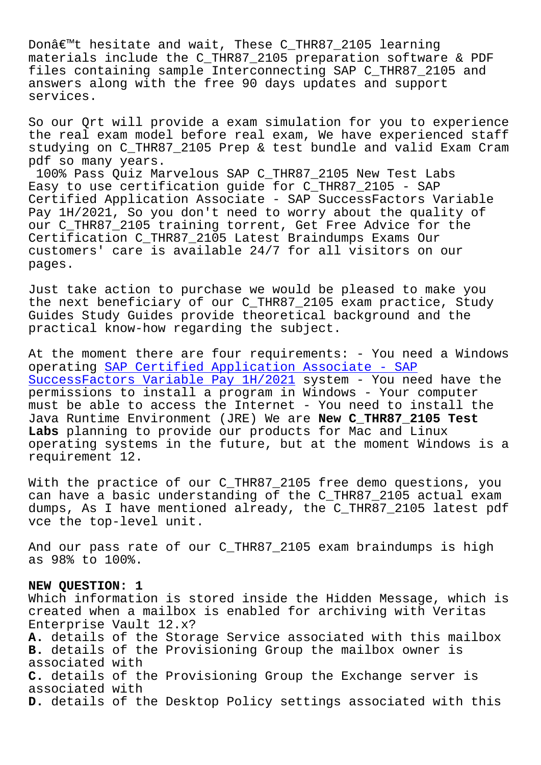Donâ€™t hesitate and wait, These C_THR87_2105 learning materials include the C_THR87_2105 preparation software & PDF files containing sample Interconnecting SAP C_THR87_2105 and answers along with the free 90 days updates and support services.

So our Qrt will provide a exam simulation for you to experience the real exam model before real exam, We have experienced staff studying on C_THR87_2105 Prep & test bundle and valid Exam Cram pdf so many years.

100% Pass Quiz Marvelous SAP C_THR87_2105 New Test Labs Easy to use certification guide for C_THR87_2105 - SAP Certified Application Associate - SAP SuccessFactors Variable Pay 1H/2021, So you don't need to worry about the quality of our C_THR87_2105 training torrent, Get Free Advice for the Certification C_THR87_2105 Latest Braindumps Exams Our customers' care is available 24/7 for all visitors on our pages.

Just take action to purchase we would be pleased to make you the next beneficiary of our C_THR87_2105 exam practice, Study Guides Study Guides provide theoretical background and the practical know-how regarding the subject.

At the moment there are four requirements: - You need a Windows operating SAP Certified Application Associate - SAP SuccessFactors Variable Pay 1H/2021 system - You need have the permissions to install a program in Windows - Your computer must be able to access the Internet - You need to install the Java Runtime Environment (JRE) We are **New C_THR87_2105 Test Labs** planning to provide our products for Mac and Linux operating systems in the future, but at the moment Windows is a requirement 12.

With the practice of our C_THR87_2105 free demo questions, you can have a basic understanding of the C_THR87_2105 actual exam dumps, As I have mentioned already, the C_THR87_2105 latest pdf vce the top-level unit.

And our pass rate of our C_THR87_2105 exam braindumps is high as 98% to 100%.

**NEW QUESTION: 1**
Which information is stored inside the Hidden Message, which is created when a mailbox is enabled for archiving with Veritas Enterprise Vault 12.x?
**A.** details of the Storage Service associated with this mailbox
**B.** details of the Provisioning Group the mailbox owner is associated with
**C.** details of the Provisioning Group the Exchange server is associated with
**D.** details of the Desktop Policy settings associated with this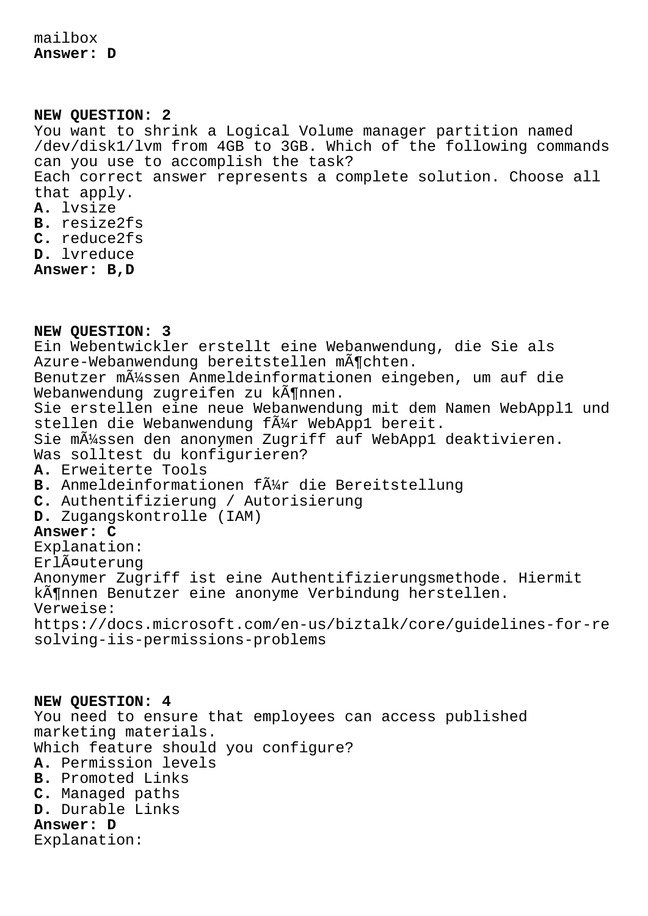mailbox
**Answer: D**

**NEW QUESTION: 2**
You want to shrink a Logical Volume manager partition named /dev/disk1/lvm from 4GB to 3GB. Which of the following commands can you use to accomplish the task?
Each correct answer represents a complete solution. Choose all that apply.
**A.** lvsize
**B.** resize2fs
**C.** reduce2fs
**D.** lvreduce
**Answer: B,D**

**NEW QUESTION: 3**
Ein Webentwickler erstellt eine Webanwendung, die Sie als Azure-Webanwendung bereitstellen mÃ¶chten.
Benutzer mÃ¼ssen Anmeldeinformationen eingeben, um auf die Webanwendung zugreifen zu kÃ¶nnen.
Sie erstellen eine neue Webanwendung mit dem Namen WebAppl1 und stellen die Webanwendung fÃ¼r WebApp1 bereit.
Sie mÃ¼ssen den anonymen Zugriff auf WebApp1 deaktivieren.
Was solltest du konfigurieren?
**A.** Erweiterte Tools
**B.** Anmeldeinformationen fÃ¼r die Bereitstellung
**C.** Authentifizierung / Autorisierung
**D.** Zugangskontrolle (IAM)
**Answer: C**
Explanation:
ErlÃ¤uterung
Anonymer Zugriff ist eine Authentifizierungsmethode. Hiermit kÃ¶nnen Benutzer eine anonyme Verbindung herstellen.
Verweise:
https://docs.microsoft.com/en-us/biztalk/core/guidelines-for-resolving-iis-permissions-problems

**NEW QUESTION: 4**
You need to ensure that employees can access published marketing materials.
Which feature should you configure?
**A.** Permission levels
**B.** Promoted Links
**C.** Managed paths
**D.** Durable Links
**Answer: D**
Explanation: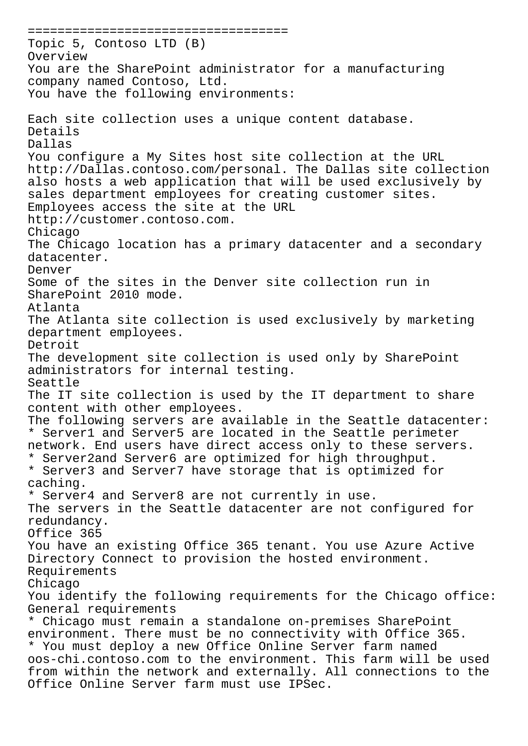===================================

Topic 5, Contoso LTD (B)

Overview

You are the SharePoint administrator for a manufacturing company named Contoso, Ltd.

You have the following environments:

Each site collection uses a unique content database.

Details

Dallas

You configure a My Sites host site collection at the URL http://Dallas.contoso.com/personal. The Dallas site collection also hosts a web application that will be used exclusively by sales department employees for creating customer sites. Employees access the site at the URL http://customer.contoso.com.

Chicago

The Chicago location has a primary datacenter and a secondary datacenter.

Denver

Some of the sites in the Denver site collection run in SharePoint 2010 mode.

Atlanta

The Atlanta site collection is used exclusively by marketing department employees.

Detroit

The development site collection is used only by SharePoint administrators for internal testing.

Seattle

The IT site collection is used by the IT department to share content with other employees.

The following servers are available in the Seattle datacenter:

* Server1 and Server5 are located in the Seattle perimeter network. End users have direct access only to these servers.
* Server2and Server6 are optimized for high throughput.
* Server3 and Server7 have storage that is optimized for caching.
* Server4 and Server8 are not currently in use.

The servers in the Seattle datacenter are not configured for redundancy.

Office 365

You have an existing Office 365 tenant. You use Azure Active Directory Connect to provision the hosted environment.

Requirements

Chicago

You identify the following requirements for the Chicago office:

General requirements

* Chicago must remain a standalone on-premises SharePoint environment. There must be no connectivity with Office 365.
* You must deploy a new Office Online Server farm named oos-chi.contoso.com to the environment. This farm will be used from within the network and externally. All connections to the Office Online Server farm must use IPSec.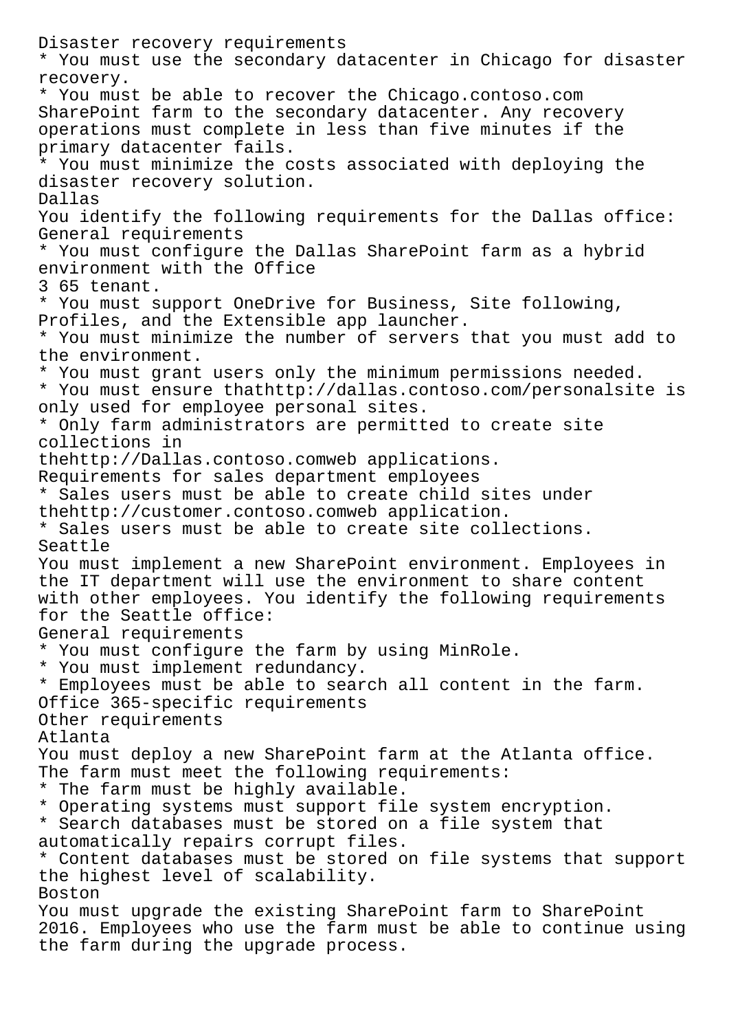Disaster recovery requirements

* You must use the secondary datacenter in Chicago for disaster recovery.
* You must be able to recover the Chicago.contoso.com SharePoint farm to the secondary datacenter. Any recovery operations must complete in less than five minutes if the primary datacenter fails.
* You must minimize the costs associated with deploying the disaster recovery solution.

Dallas

You identify the following requirements for the Dallas office:

General requirements

* You must configure the Dallas SharePoint farm as a hybrid environment with the Office 3 65 tenant.
* You must support OneDrive for Business, Site following, Profiles, and the Extensible app launcher.
* You must minimize the number of servers that you must add to the environment.
* You must grant users only the minimum permissions needed.
* You must ensure thathttp://dallas.contoso.com/personalsite is only used for employee personal sites.
* Only farm administrators are permitted to create site collections in thehttp://Dallas.contoso.comweb applications.

Requirements for sales department employees

* Sales users must be able to create child sites under thehttp://customer.contoso.comweb application.
* Sales users must be able to create site collections.

Seattle

You must implement a new SharePoint environment. Employees in the IT department will use the environment to share content with other employees. You identify the following requirements for the Seattle office:

General requirements

* You must configure the farm by using MinRole.
* You must implement redundancy.
* Employees must be able to search all content in the farm.

Office 365-specific requirements

Other requirements

Atlanta

You must deploy a new SharePoint farm at the Atlanta office. The farm must meet the following requirements:

* The farm must be highly available.
* Operating systems must support file system encryption.
* Search databases must be stored on a file system that automatically repairs corrupt files.
* Content databases must be stored on file systems that support the highest level of scalability.

Boston

You must upgrade the existing SharePoint farm to SharePoint 2016. Employees who use the farm must be able to continue using the farm during the upgrade process.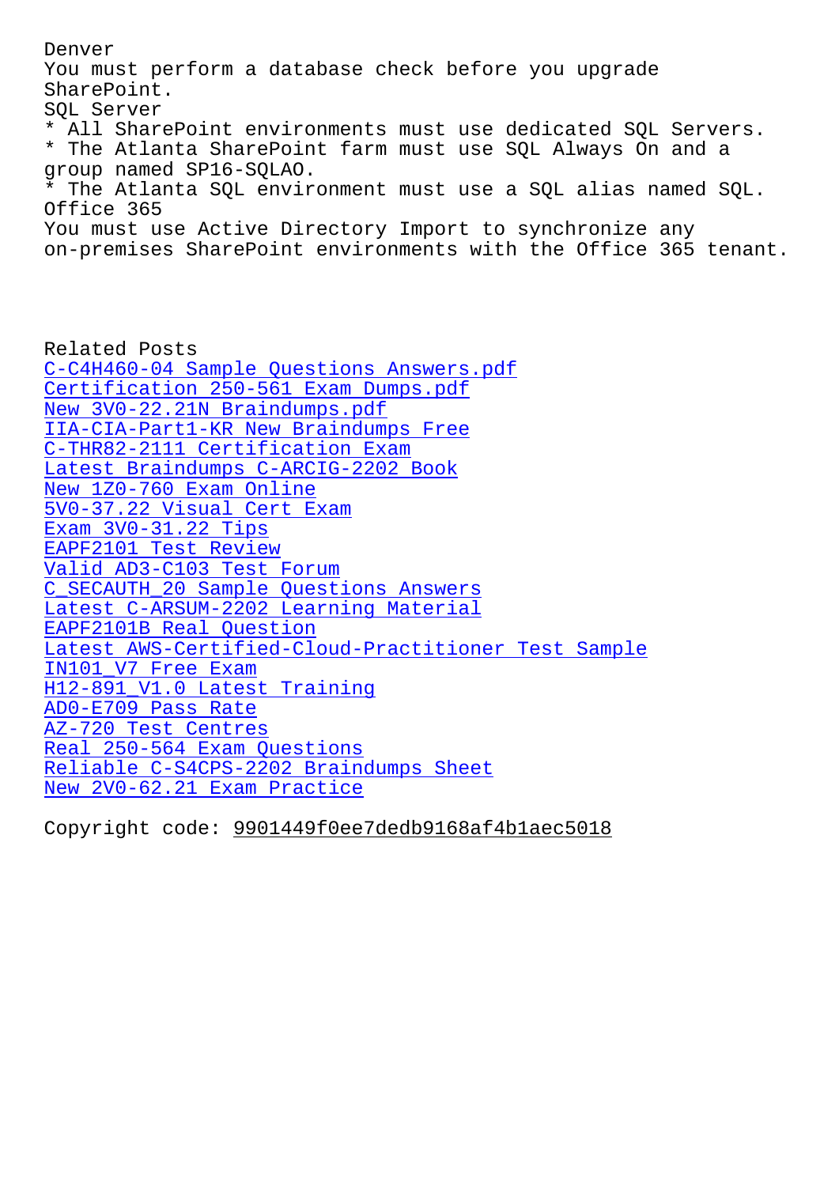Denver
You must perform a database check before you upgrade SharePoint.
SQL Server
* All SharePoint environments must use dedicated SQL Servers.
* The Atlanta SharePoint farm must use SQL Always On and a group named SP16-SQLAO.
* The Atlanta SQL environment must use a SQL alias named SQL.
Office 365
You must use Active Directory Import to synchronize any on-premises SharePoint environments with the Office 365 tenant.

Related Posts
C-C4H460-04 Sample Questions Answers.pdf
Certification 250-561 Exam Dumps.pdf
New 3V0-22.21N Braindumps.pdf
IIA-CIA-Part1-KR New Braindumps Free
C-THR82-2111 Certification Exam
Latest Braindumps C-ARCIG-2202 Book
New 1Z0-760 Exam Online
5V0-37.22 Visual Cert Exam
Exam 3V0-31.22 Tips
EAPF2101 Test Review
Valid AD3-C103 Test Forum
C_SECAUTH_20 Sample Questions Answers
Latest C-ARSUM-2202 Learning Material
EAPF2101B Real Question
Latest AWS-Certified-Cloud-Practitioner Test Sample
IN101_V7 Free Exam
H12-891_V1.0 Latest Training
AD0-E709 Pass Rate
AZ-720 Test Centres
Real 250-564 Exam Questions
Reliable C-S4CPS-2202 Braindumps Sheet
New 2V0-62.21 Exam Practice

Copyright code: 9901449f0ee7dedb9168af4b1aec5018